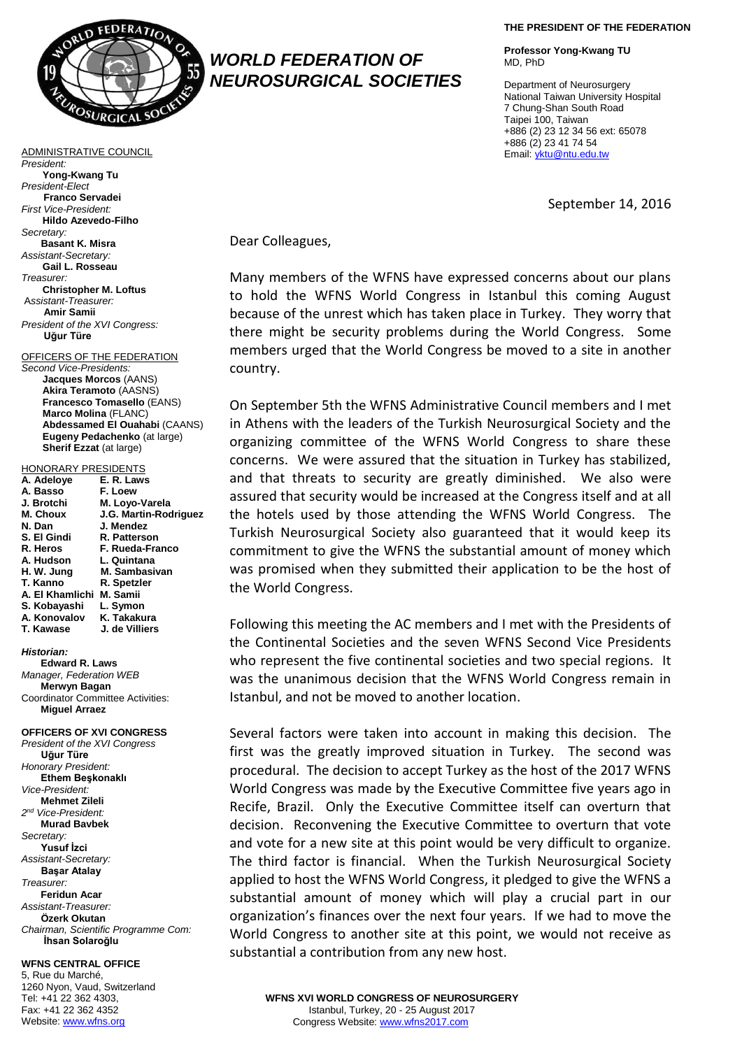# WORLD FEDERATION OF NEUROSURGICAL SOCIETIES

**THE PRESIDENT OF THE FEDERATION**

**Professor Yong-Kwang TU**
MD, PhD

Department of Neurosurgery
National Taiwan University Hospital
7 Chung-Shan South Road
Taipei 100, Taiwan
+886 (2) 23 12 34 56 ext: 65078
+886 (2) 23 41 74 54
Email: yktu@ntu.edu.tw

ADMINISTRATIVE COUNCIL

*President:*
**Yong-Kwang Tu**
*President-Elect*
**Franco Servadei**
*First Vice-President:*
**Hildo Azevedo-Filho**
*Secretary:*
**Basant K. Misra**
*Assistant-Secretary:*
**Gail L. Rosseau**
*Treasurer:*
**Christopher M. Loftus**
*Assistant-Treasurer:*
**Amir Samii**
*President of the XVI Congress:*
**Uğur Türe**

OFFICERS OF THE FEDERATION

*Second Vice-Presidents:*
**Jacques Morcos** (AANS)
**Akira Teramoto** (AASNS)
**Francesco Tomasello** (EANS)
**Marco Molina** (FLANC)
**Abdessamed El Ouahabi** (CAANS)
**Eugeny Pedachenko** (at large)
**Sherif Ezzat** (at large)

HONORARY PRESIDENTS

| | |
|---|---|
| **A. Adeloye** | **E. R. Laws** |
| **A. Basso** | **F. Loew** |
| **J. Brotchi** | **M. Loyo-Varela** |
| **M. Choux** | **J.G. Martin-Rodriguez** |
| **N. Dan** | **J. Mendez** |
| **S. El Gindi** | **R. Patterson** |
| **R. Heros** | **F. Rueda-Franco** |
| **A. Hudson** | **L. Quintana** |
| **H. W. Jung** | **M. Sambasivan** |
| **T. Kanno** | **R. Spetzler** |
| **A. El Khamlichi** | **M. Samii** |
| **S. Kobayashi** | **L. Symon** |
| **A. Konovalov** | **K. Takakura** |
| **T. Kawase** | **J. de Villiers** |

***Historian:***
**Edward R. Laws**
*Manager, Federation WEB*
**Merwyn Bagan**
Coordinator Committee Activities:
**Miguel Arraez**

**OFFICERS OF XVI CONGRESS**

*President of the XVI Congress*
**Uğur Türe**
*Honorary President:*
**Ethem Beşkonaklı**
*Vice-President:*
**Mehmet Zileli**
*2nd Vice-President:*
**Murad Bavbek**
*Secretary:*
**Yusuf İzci**
*Assistant-Secretary:*
**Başar Atalay**
*Treasurer:*
**Feridun Acar**
*Assistant-Treasurer:*
**Özerk Okutan**
*Chairman, Scientific Programme Com:*
**İhsan Solaroğlu**

**WFNS CENTRAL OFFICE**
5, Rue du Marché,
1260 Nyon, Vaud, Switzerland
Tel: +41 22 362 4303,
Fax: +41 22 362 4352
Website: www.wfns.org

September 14, 2016

Dear Colleagues,

Many members of the WFNS have expressed concerns about our plans to hold the WFNS World Congress in Istanbul this coming August because of the unrest which has taken place in Turkey. They worry that there might be security problems during the World Congress. Some members urged that the World Congress be moved to a site in another country.

On September 5th the WFNS Administrative Council members and I met in Athens with the leaders of the Turkish Neurosurgical Society and the organizing committee of the WFNS World Congress to share these concerns. We were assured that the situation in Turkey has stabilized, and that threats to security are greatly diminished. We also were assured that security would be increased at the Congress itself and at all the hotels used by those attending the WFNS World Congress. The Turkish Neurosurgical Society also guaranteed that it would keep its commitment to give the WFNS the substantial amount of money which was promised when they submitted their application to be the host of the World Congress.

Following this meeting the AC members and I met with the Presidents of the Continental Societies and the seven WFNS Second Vice Presidents who represent the five continental societies and two special regions. It was the unanimous decision that the WFNS World Congress remain in Istanbul, and not be moved to another location.

Several factors were taken into account in making this decision. The first was the greatly improved situation in Turkey. The second was procedural. The decision to accept Turkey as the host of the 2017 WFNS World Congress was made by the Executive Committee five years ago in Recife, Brazil. Only the Executive Committee itself can overturn that decision. Reconvening the Executive Committee to overturn that vote and vote for a new site at this point would be very difficult to organize. The third factor is financial. When the Turkish Neurosurgical Society applied to host the WFNS World Congress, it pledged to give the WFNS a substantial amount of money which will play a crucial part in our organization's finances over the next four years. If we had to move the World Congress to another site at this point, we would not receive as substantial a contribution from any new host.

**WFNS XVI WORLD CONGRESS OF NEUROSURGERY**
Istanbul, Turkey, 20 - 25 August 2017
Congress Website: www.wfns2017.com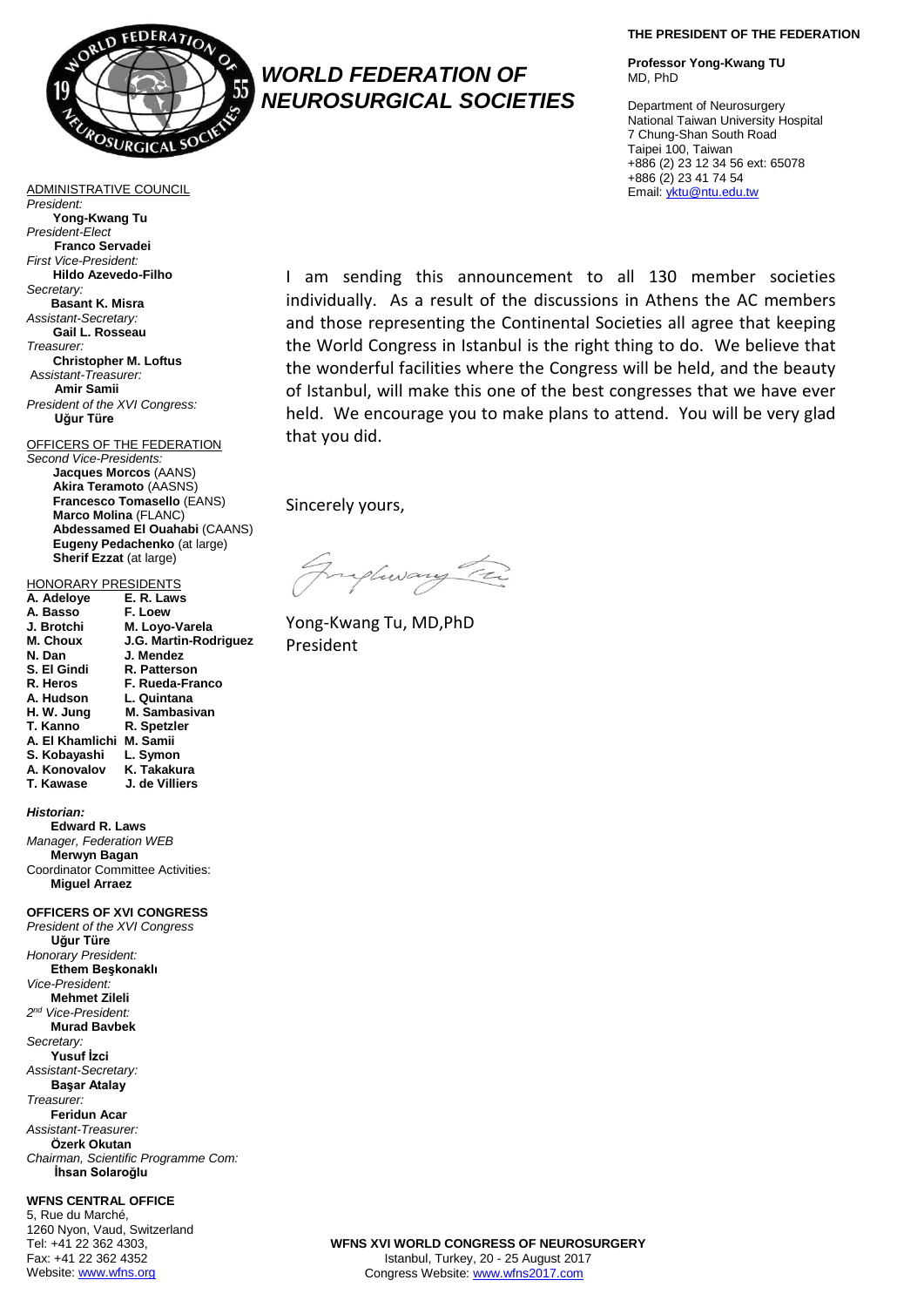# WORLD FEDERATION OF NEUROSURGICAL SOCIETIES

**THE PRESIDENT OF THE FEDERATION**

**Professor Yong-Kwang TU**
MD, PhD

Department of Neurosurgery
National Taiwan University Hospital
7 Chung-Shan South Road
Taipei 100, Taiwan
+886 (2) 23 12 34 56 ext: 65078
+886 (2) 23 41 74 54
Email: yktu@ntu.edu.tw

ADMINISTRATIVE COUNCIL

*President:*
**Yong-Kwang Tu**
*President-Elect*
**Franco Servadei**
*First Vice-President:*
**Hildo Azevedo-Filho**
*Secretary:*
**Basant K. Misra**
*Assistant-Secretary:*
**Gail L. Rosseau**
*Treasurer:*
**Christopher M. Loftus**
*Assistant-Treasurer:*
**Amir Samii**
*President of the XVI Congress:*
**Uğur Türe**

OFFICERS OF THE FEDERATION

*Second Vice-Presidents:*
**Jacques Morcos** (AANS)
**Akira Teramoto** (AASNS)
**Francesco Tomasello** (EANS)
**Marco Molina** (FLANC)
**Abdessamed El Ouahabi** (CAANS)
**Eugeny Pedachenko** (at large)
**Sherif Ezzat** (at large)

HONORARY PRESIDENTS

**A. Adeloye**, **E. R. Laws**, **A. Basso**, **F. Loew**, **J. Brotchi**, **M. Loyo-Varela**, **M. Choux**, **J.G. Martin-Rodriguez**, **N. Dan**, **J. Mendez**, **S. El Gindi**, **R. Patterson**, **R. Heros**, **F. Rueda-Franco**, **A. Hudson**, **L. Quintana**, **H. W. Jung**, **M. Sambasivan**, **T. Kanno**, **R. Spetzler**, **A. El Khamlichi**, **M. Samii**, **S. Kobayashi**, **L. Symon**, **A. Konovalov**, **K. Takakura**, **T. Kawase**, **J. de Villiers**

***Historian:***
**Edward R. Laws**
*Manager, Federation WEB*
**Merwyn Bagan**
Coordinator Committee Activities:
**Miguel Arraez**

**OFFICERS OF XVI CONGRESS**

*President of the XVI Congress*
**Uğur Türe**
*Honorary President:*
**Ethem Beşkonaklı**
*Vice-President:*
**Mehmet Zileli**
*2nd Vice-President:*
**Murad Bavbek**
*Secretary:*
**Yusuf İzci**
*Assistant-Secretary:*
**Başar Atalay**
*Treasurer:*
**Feridun Acar**
*Assistant-Treasurer:*
**Özerk Okutan**
*Chairman, Scientific Programme Com:*
**İhsan Solaroğlu**

**WFNS CENTRAL OFFICE**
5, Rue du Marché,
1260 Nyon, Vaud, Switzerland
Tel: +41 22 362 4303,
Fax: +41 22 362 4352
Website: www.wfns.org

I am sending this announcement to all 130 member societies individually. As a result of the discussions in Athens the AC members and those representing the Continental Societies all agree that keeping the World Congress in Istanbul is the right thing to do. We believe that the wonderful facilities where the Congress will be held, and the beauty of Istanbul, will make this one of the best congresses that we have ever held. We encourage you to make plans to attend. You will be very glad that you did.

Sincerely yours,

Yong-Kwang Tu, MD,PhD
President

**WFNS XVI WORLD CONGRESS OF NEUROSURGERY**
Istanbul, Turkey, 20 - 25 August 2017
Congress Website: www.wfns2017.com